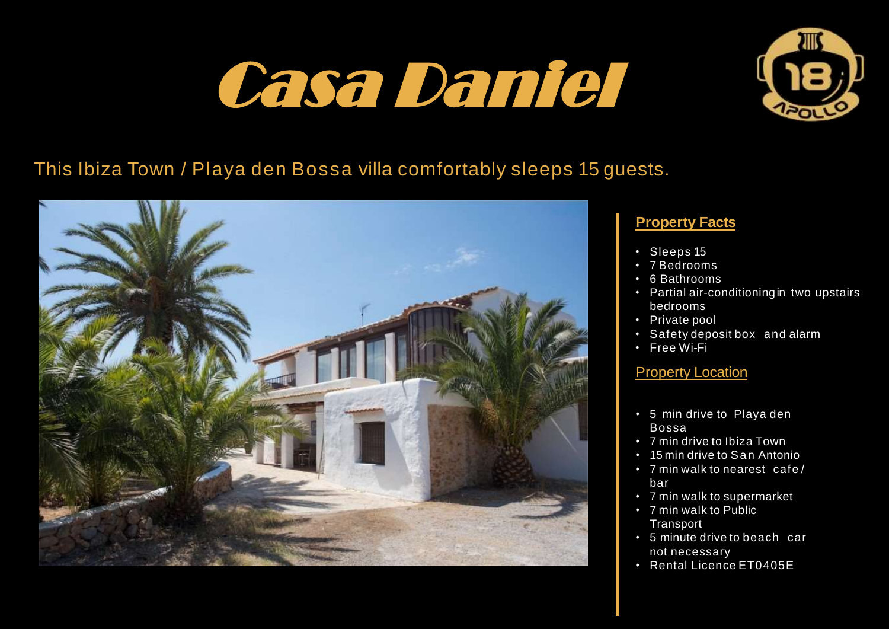# Casa Daniel

This Ibiza Town / Playa den Bossa villa comfortably sleeps 15 guests.

## Property Facts

- Sleeps 15
- 7 Bedrooms
- 6 Bathrooms
- Partial air-conditioning in two upstairs bedrooms
- Private pool
- Safety deposit box and alarm
- Free Wi-Fi

## Property Location

- 5 min drive to Playa den Bossa
- 7 min drive to Ibiza Town
- 15 min drive to San Antonio
- 7 min walk to nearest cafe / bar
- 7 min walk to supermarket
- 7 min walk to Public Transport
- 5 minute drive to beach car not necessary
- Rental Licence ET0405E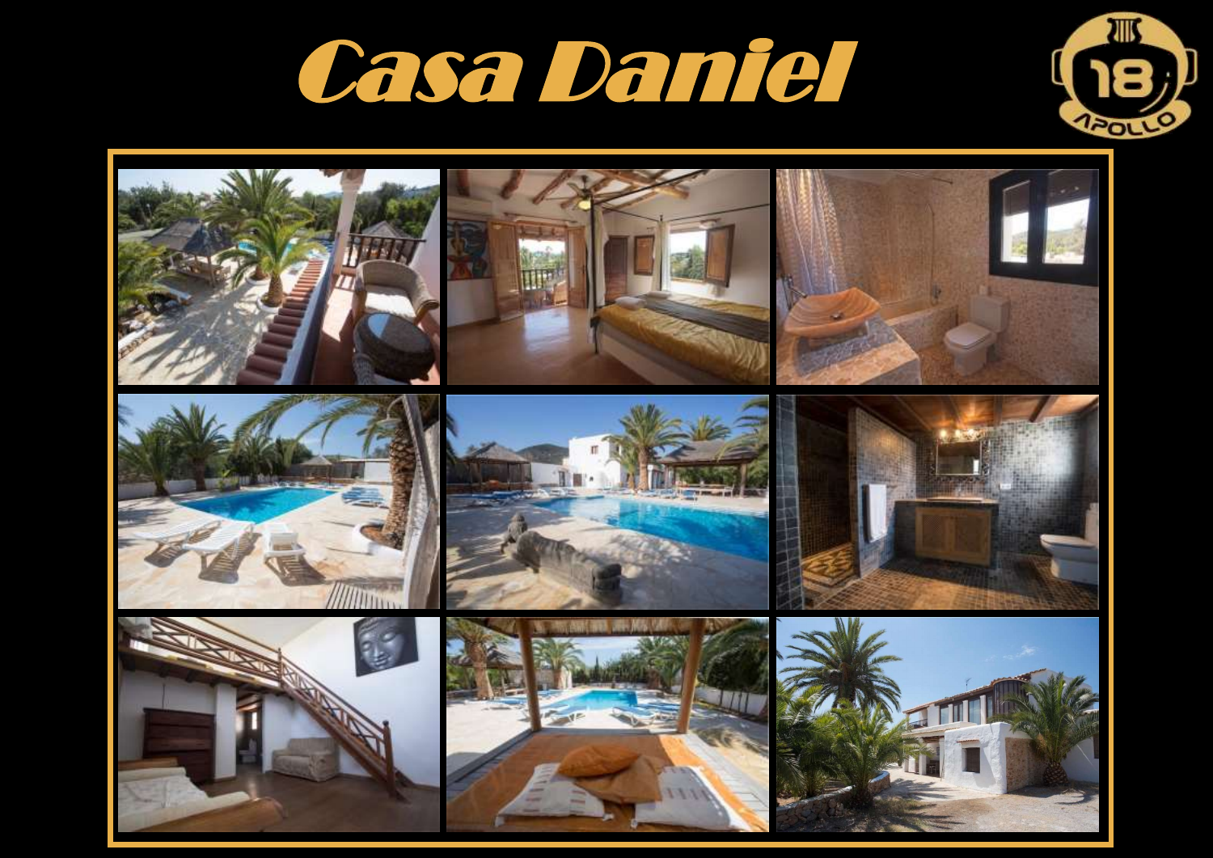# Casa Daniel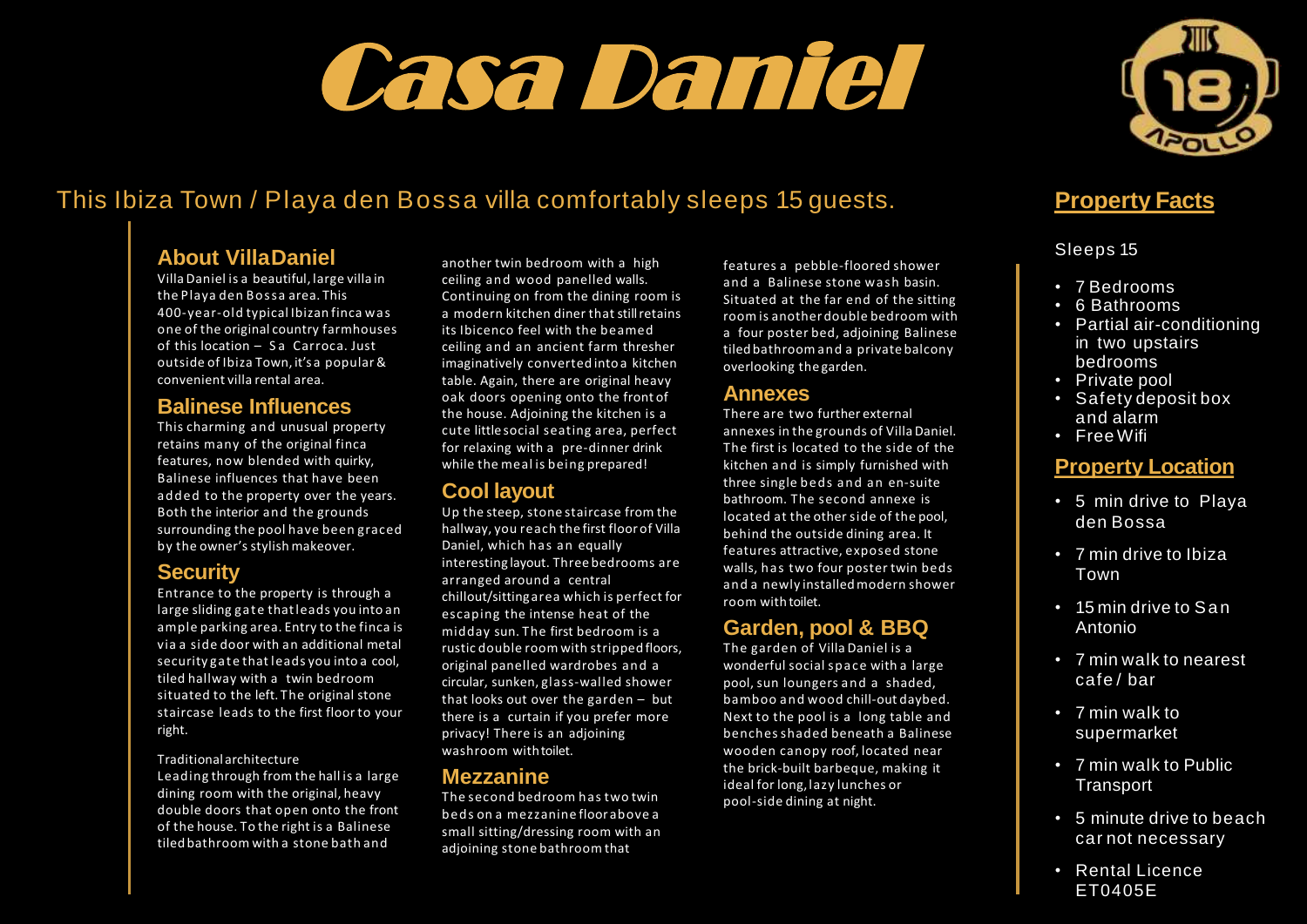# Casa Daniel

## This Ibiza Town / Playa den Bossa villa comfortably sleeps 15 guests.

### About VillaDaniel

Villa Daniel is a beautiful, large villa in the Playa den Bossa area. This 400-year-old typical Ibizan finca was one of the original country farmhouses of this location – Sa Carroca. Just outside of Ibiza Town, it's a popular & convenient villa rental area.

### Balinese Influences

This charming and unusual property retains many of the original finca features, now blended with quirky, Balinese influences that have been added to the property over the years. Both the interior and the grounds surrounding the pool have been graced by the owner's stylish makeover.

### Security

Entrance to the property is through a large sliding gate that leads you into an ample parking area. Entry to the finca is via a side door with an additional metal security gate that leads you into a cool, tiled hallway with a twin bedroom situated to the left. The original stone staircase leads to the first floor to your right.

Traditional architecture

Leading through from the hall is a large dining room with the original, heavy double doors that open onto the front of the house. To the right is a Balinese tiled bathroom with a stone bath and another twin bedroom with a high ceiling and wood panelled walls. Continuing on from the dining room is a modern kitchen diner that still retains its Ibicenco feel with the beamed ceiling and an ancient farm thresher imaginatively converted into a kitchen table. Again, there are original heavy oak doors opening onto the front of the house. Adjoining the kitchen is a cute little social seating area, perfect for relaxing with a pre-dinner drink while the meal is being prepared!

### Cool layout

Up the steep, stone staircase from the hallway, you reach the first floor of Villa Daniel, which has an equally interesting layout. Three bedrooms are arranged around a central chillout/sitting area which is perfect for escaping the intense heat of the midday sun. The first bedroom is a rustic double room with stripped floors, original panelled wardrobes and a circular, sunken, glass-walled shower that looks out over the garden – but there is a curtain if you prefer more privacy! There is an adjoining washroom with toilet.

### Mezzanine

The second bedroom has two twin beds on a mezzanine floor above a small sitting/dressing room with an adjoining stone bathroom that features a pebble-floored shower and a Balinese stone wash basin. Situated at the far end of the sitting room is another double bedroom with a four poster bed, adjoining Balinese tiled bathroom and a private balcony overlooking the garden.

### Annexes

There are two further external annexes in the grounds of Villa Daniel. The first is located to the side of the kitchen and is simply furnished with three single beds and an en-suite bathroom. The second annexe is located at the other side of the pool, behind the outside dining area. It features attractive, exposed stone walls, has two four poster twin beds and a newly installed modern shower room with toilet.

### Garden, pool & BBQ

The garden of Villa Daniel is a wonderful social space with a large pool, sun loungers and a shaded, bamboo and wood chill-out daybed. Next to the pool is a long table and benches shaded beneath a Balinese wooden canopy roof, located near the brick-built barbeque, making it ideal for long, lazy lunches or pool-side dining at night.

## Property Facts

Sleeps 15

- 7 Bedrooms
- 6 Bathrooms
- Partial air-conditioning in two upstairs bedrooms
- Private pool
- Safety deposit box and alarm
- Free Wifi

## Property Location

- 5 min drive to Playa den Bossa
- 7 min drive to Ibiza Town
- 15 min drive to San Antonio
- 7 min walk to nearest cafe / bar
- 7 min walk to supermarket
- 7 min walk to Public Transport
- 5 minute drive to beach car not necessary
- Rental Licence ET0405E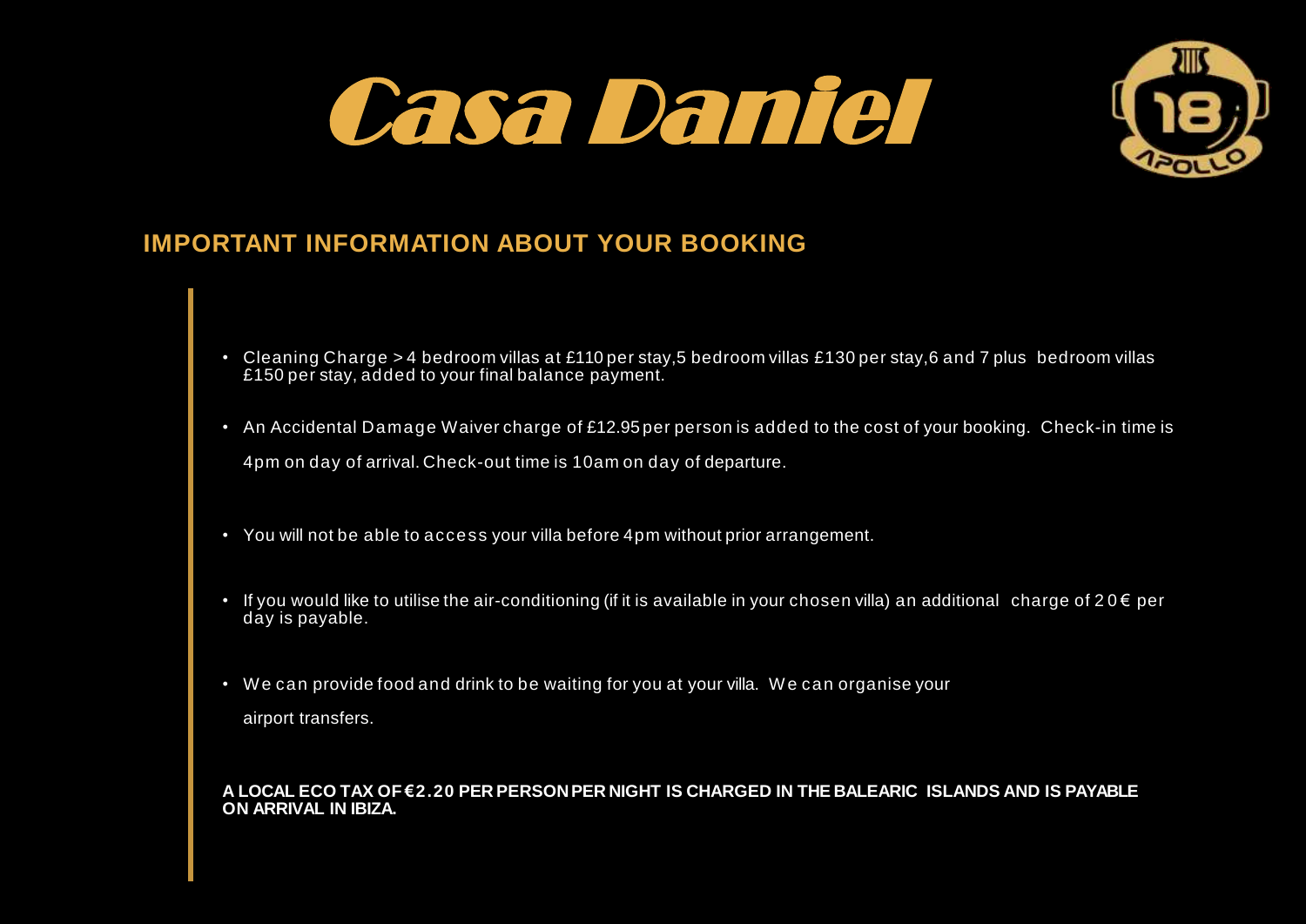# Casa Daniel

## IMPORTANT INFORMATION ABOUT YOUR BOOKING

- Cleaning Charge > 4 bedroom villas at £110 per stay,5 bedroom villas £130 per stay,6 and 7 plus bedroom villas £150 per stay, added to your final balance payment.
- An Accidental Damage Waiver charge of £12.95 per person is added to the cost of your booking. Check-in time is 4pm on day of arrival. Check-out time is 10am on day of departure.
- You will not be able to access your villa before 4pm without prior arrangement.
- If you would like to utilise the air-conditioning (if it is available in your chosen villa) an additional charge of 20€ per day is payable.
- We can provide food and drink to be waiting for you at your villa. We can organise your airport transfers.

**A LOCAL ECO TAX OF €2.20 PER PERSON PER NIGHT IS CHARGED IN THE BALEARIC ISLANDS AND IS PAYABLE ON ARRIVAL IN IBIZA.**